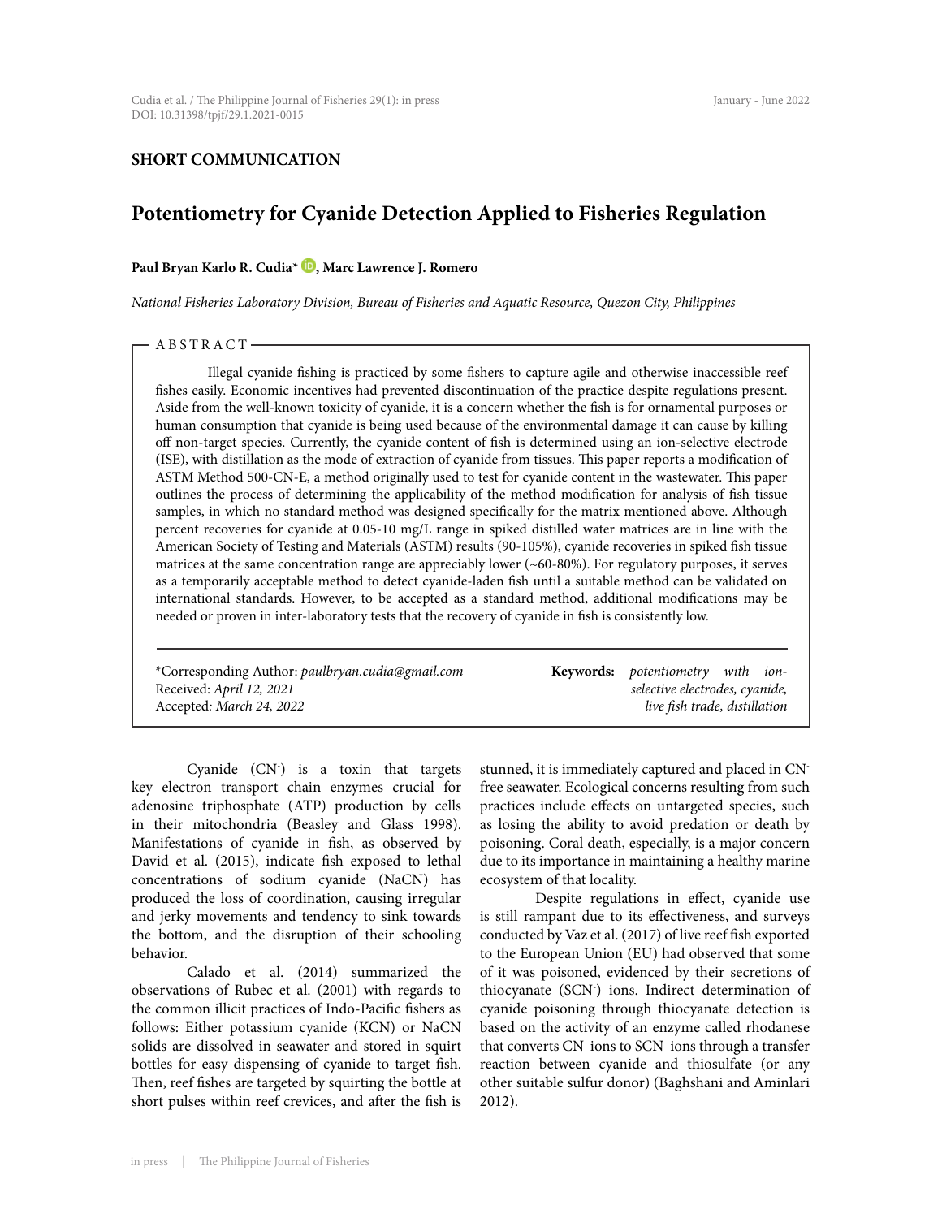**SHORT COMMUNICATION**

# Potentiometry for Cyanide Detection Applied to Fisheries Regulation

**Paul Bryan Karlo R. Cudia\*, Marc Lawrence J. Romero**

*National Fisheries Laboratory Division, Bureau of Fisheries and Aquatic Resource, Quezon City, Philippines*

## ABSTRACT

Illegal cyanide fishing is practiced by some fishers to capture agile and otherwise inaccessible reef fishes easily. Economic incentives had prevented discontinuation of the practice despite regulations present. Aside from the well-known toxicity of cyanide, it is a concern whether the fish is for ornamental purposes or human consumption that cyanide is being used because of the environmental damage it can cause by killing off non-target species. Currently, the cyanide content of fish is determined using an ion-selective electrode (ISE), with distillation as the mode of extraction of cyanide from tissues. This paper reports a modification of ASTM Method 500-CN-E, a method originally used to test for cyanide content in the wastewater. This paper outlines the process of determining the applicability of the method modification for analysis of fish tissue samples, in which no standard method was designed specifically for the matrix mentioned above. Although percent recoveries for cyanide at 0.05-10 mg/L range in spiked distilled water matrices are in line with the American Society of Testing and Materials (ASTM) results (90-105%), cyanide recoveries in spiked fish tissue matrices at the same concentration range are appreciably lower (~60-80%). For regulatory purposes, it serves as a temporarily acceptable method to detect cyanide-laden fish until a suitable method can be validated on international standards. However, to be accepted as a standard method, additional modifications may be needed or proven in inter-laboratory tests that the recovery of cyanide in fish is consistently low.

\*Corresponding Author: *paulbryan.cudia@gmail.com*
Received: *April 12, 2021*
Accepted: *March 24, 2022*

**Keywords:** *potentiometry with ion-selective electrodes, cyanide, live fish trade, distillation*

---

Cyanide ($CN^-$) is a toxin that targets key electron transport chain enzymes crucial for adenosine triphosphate (ATP) production by cells in their mitochondria (Beasley and Glass 1998). Manifestations of cyanide in fish, as observed by David et al. (2015), indicate fish exposed to lethal concentrations of sodium cyanide (NaCN) has produced the loss of coordination, causing irregular and jerky movements and tendency to sink towards the bottom, and the disruption of their schooling behavior.

Calado et al. (2014) summarized the observations of Rubec et al. (2001) with regards to the common illicit practices of Indo-Pacific fishers as follows: Either potassium cyanide (KCN) or NaCN solids are dissolved in seawater and stored in squirt bottles for easy dispensing of cyanide to target fish. Then, reef fishes are targeted by squirting the bottle at short pulses within reef crevices, and after the fish is stunned, it is immediately captured and placed in $CN^-$ free seawater. Ecological concerns resulting from such practices include effects on untargeted species, such as losing the ability to avoid predation or death by poisoning. Coral death, especially, is a major concern due to its importance in maintaining a healthy marine ecosystem of that locality.

Despite regulations in effect, cyanide use is still rampant due to its effectiveness, and surveys conducted by Vaz et al. (2017) of live reef fish exported to the European Union (EU) had observed that some of it was poisoned, evidenced by their secretions of thiocyanate ($SCN^-$) ions. Indirect determination of cyanide poisoning through thiocyanate detection is based on the activity of an enzyme called rhodanese that converts $CN^-$ ions to $SCN^-$ ions through a transfer reaction between cyanide and thiosulfate (or any other suitable sulfur donor) (Baghshani and Aminlari 2012).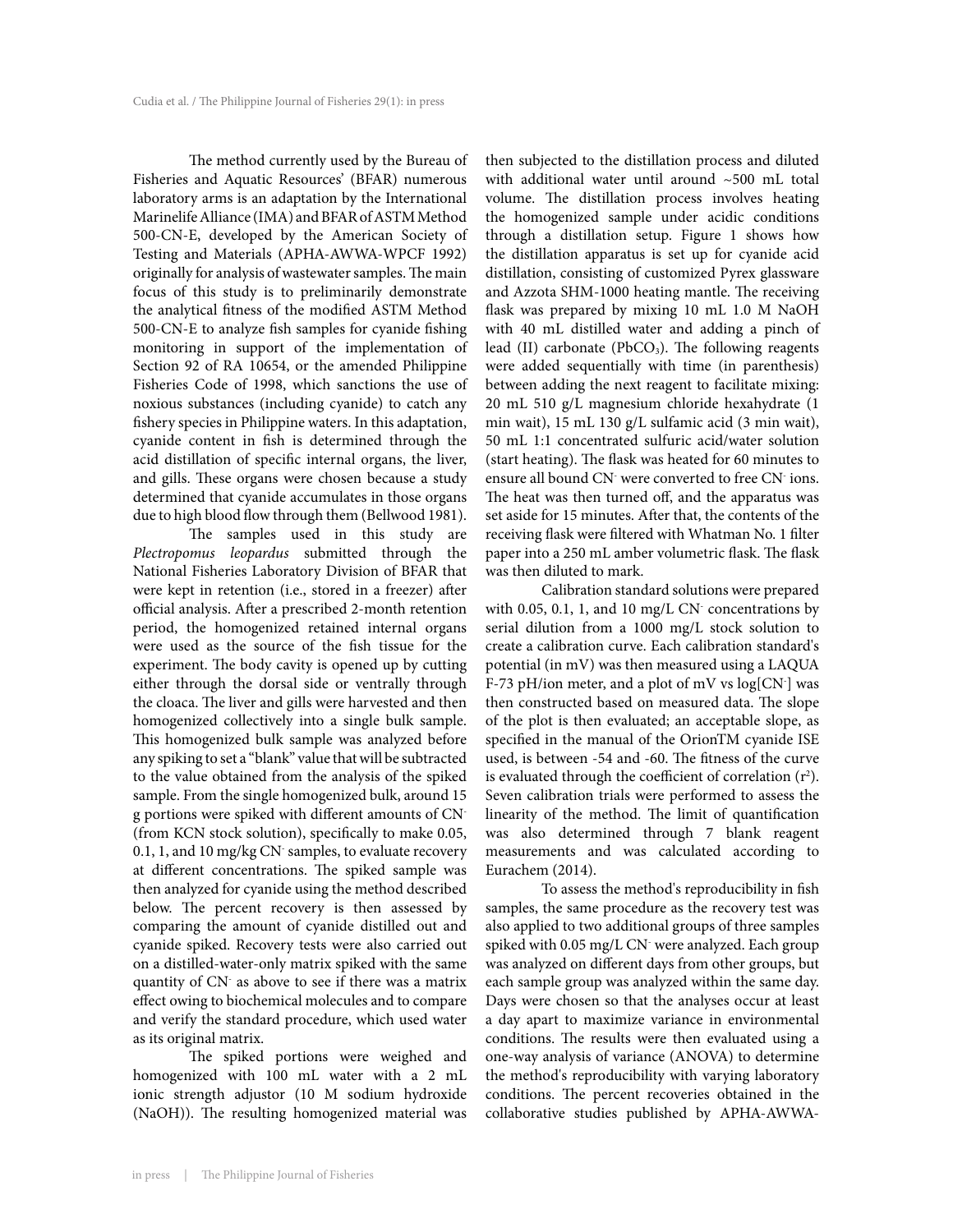The method currently used by the Bureau of Fisheries and Aquatic Resources' (BFAR) numerous laboratory arms is an adaptation by the International Marinelife Alliance (IMA) and BFAR of ASTM Method 500-CN-E, developed by the American Society of Testing and Materials (APHA-AWWA-WPCF 1992) originally for analysis of wastewater samples. The main focus of this study is to preliminarily demonstrate the analytical fitness of the modified ASTM Method 500-CN-E to analyze fish samples for cyanide fishing monitoring in support of the implementation of Section 92 of RA 10654, or the amended Philippine Fisheries Code of 1998, which sanctions the use of noxious substances (including cyanide) to catch any fishery species in Philippine waters. In this adaptation, cyanide content in fish is determined through the acid distillation of specific internal organs, the liver, and gills. These organs were chosen because a study determined that cyanide accumulates in those organs due to high blood flow through them (Bellwood 1981).

The samples used in this study are *Plectropomus leopardus* submitted through the National Fisheries Laboratory Division of BFAR that were kept in retention (i.e., stored in a freezer) after official analysis. After a prescribed 2-month retention period, the homogenized retained internal organs were used as the source of the fish tissue for the experiment. The body cavity is opened up by cutting either through the dorsal side or ventrally through the cloaca. The liver and gills were harvested and then homogenized collectively into a single bulk sample. This homogenized bulk sample was analyzed before any spiking to set a "blank" value that will be subtracted to the value obtained from the analysis of the spiked sample. From the single homogenized bulk, around 15 g portions were spiked with different amounts of $CN^-$ (from KCN stock solution), specifically to make 0.05, 0.1, 1, and 10 mg/kg $CN^-$ samples, to evaluate recovery at different concentrations. The spiked sample was then analyzed for cyanide using the method described below. The percent recovery is then assessed by comparing the amount of cyanide distilled out and cyanide spiked. Recovery tests were also carried out on a distilled-water-only matrix spiked with the same quantity of $CN^-$ as above to see if there was a matrix effect owing to biochemical molecules and to compare and verify the standard procedure, which used water as its original matrix.

The spiked portions were weighed and homogenized with 100 mL water with a 2 mL ionic strength adjustor (10 M sodium hydroxide (NaOH)). The resulting homogenized material was then subjected to the distillation process and diluted with additional water until around ~500 mL total volume. The distillation process involves heating the homogenized sample under acidic conditions through a distillation setup. Figure 1 shows how the distillation apparatus is set up for cyanide acid distillation, consisting of customized Pyrex glassware and Azzota SHM-1000 heating mantle. The receiving flask was prepared by mixing 10 mL 1.0 M NaOH with 40 mL distilled water and adding a pinch of lead (II) carbonate ($PbCO_3$). The following reagents were added sequentially with time (in parenthesis) between adding the next reagent to facilitate mixing: 20 mL 510 g/L magnesium chloride hexahydrate (1 min wait), 15 mL 130 g/L sulfamic acid (3 min wait), 50 mL 1:1 concentrated sulfuric acid/water solution (start heating). The flask was heated for 60 minutes to ensure all bound $CN^-$ were converted to free $CN^-$ ions. The heat was then turned off, and the apparatus was set aside for 15 minutes. After that, the contents of the receiving flask were filtered with Whatman No. 1 filter paper into a 250 mL amber volumetric flask. The flask was then diluted to mark.

Calibration standard solutions were prepared with 0.05, 0.1, 1, and 10 mg/L $CN^-$ concentrations by serial dilution from a 1000 mg/L stock solution to create a calibration curve. Each calibration standard's potential (in mV) was then measured using a LAQUA F-73 pH/ion meter, and a plot of mV vs log[$CN^-$] was then constructed based on measured data. The slope of the plot is then evaluated; an acceptable slope, as specified in the manual of the OrionTM cyanide ISE used, is between -54 and -60. The fitness of the curve is evaluated through the coefficient of correlation ($r^2$). Seven calibration trials were performed to assess the linearity of the method. The limit of quantification was also determined through 7 blank reagent measurements and was calculated according to Eurachem (2014).

To assess the method's reproducibility in fish samples, the same procedure as the recovery test was also applied to two additional groups of three samples spiked with 0.05 mg/L $CN^-$ were analyzed. Each group was analyzed on different days from other groups, but each sample group was analyzed within the same day. Days were chosen so that the analyses occur at least a day apart to maximize variance in environmental conditions. The results were then evaluated using a one-way analysis of variance (ANOVA) to determine the method's reproducibility with varying laboratory conditions. The percent recoveries obtained in the collaborative studies published by APHA-AWWA-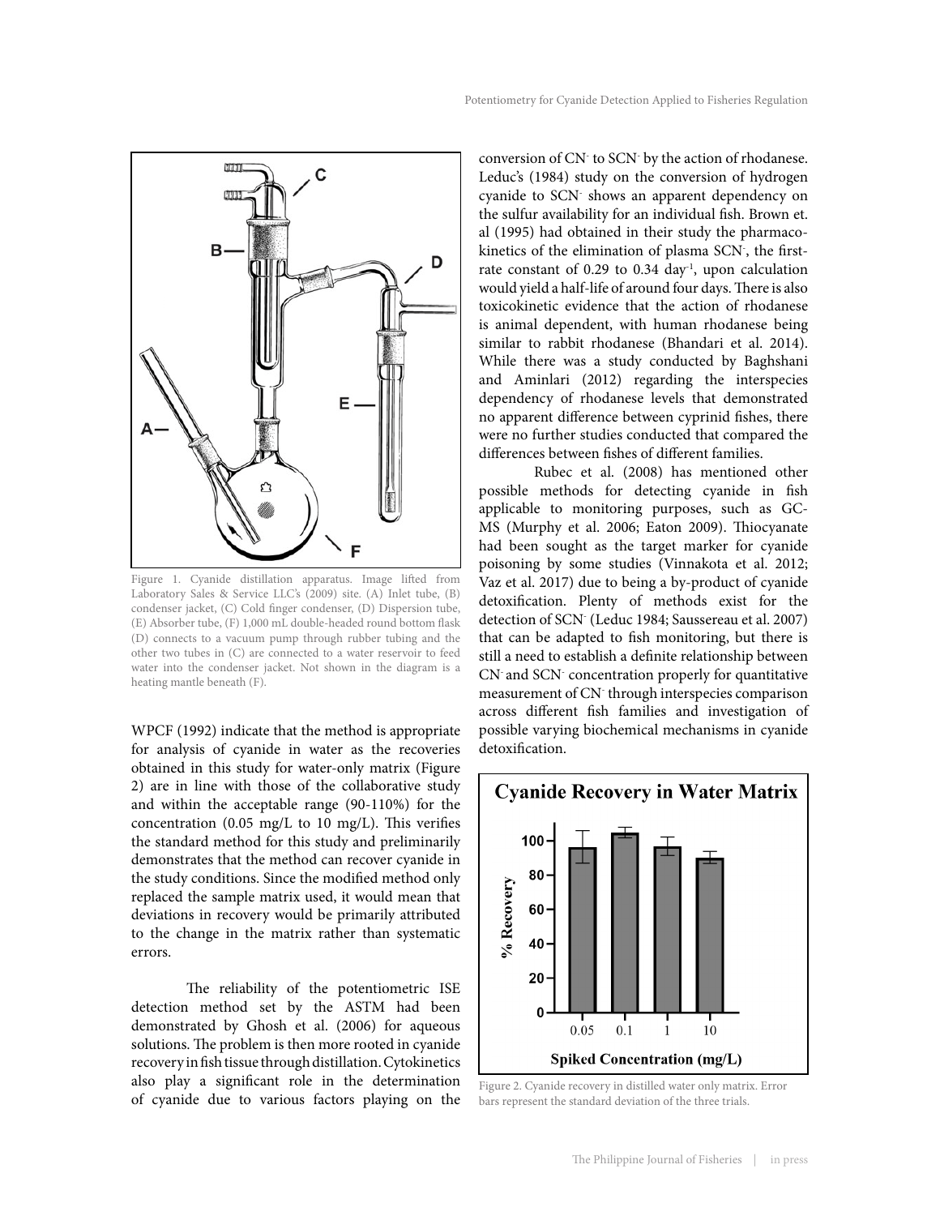Figure 1. Cyanide distillation apparatus. Image lifted from Laboratory Sales & Service LLC's (2009) site. (A) Inlet tube, (B) condenser jacket, (C) Cold finger condenser, (D) Dispersion tube, (E) Absorber tube, (F) 1,000 mL double-headed round bottom flask (D) connects to a vacuum pump through rubber tubing and the other two tubes in (C) are connected to a water reservoir to feed water into the condenser jacket. Not shown in the diagram is a heating mantle beneath (F).

WPCF (1992) indicate that the method is appropriate for analysis of cyanide in water as the recoveries obtained in this study for water-only matrix (Figure 2) are in line with those of the collaborative study and within the acceptable range (90-110%) for the concentration (0.05 mg/L to 10 mg/L). This verifies the standard method for this study and preliminarily demonstrates that the method can recover cyanide in the study conditions. Since the modified method only replaced the sample matrix used, it would mean that deviations in recovery would be primarily attributed to the change in the matrix rather than systematic errors.

The reliability of the potentiometric ISE detection method set by the ASTM had been demonstrated by Ghosh et al. (2006) for aqueous solutions. The problem is then more rooted in cyanide recovery in fish tissue through distillation. Cytokinetics also play a significant role in the determination of cyanide due to various factors playing on the conversion of $CN^-$ to $SCN^-$ by the action of rhodanese. Leduc's (1984) study on the conversion of hydrogen cyanide to $SCN^-$ shows an apparent dependency on the sulfur availability for an individual fish. Brown et. al (1995) had obtained in their study the pharmacokinetics of the elimination of plasma $SCN^-$, the first-rate constant of 0.29 to 0.34 $day^{-1}$, upon calculation would yield a half-life of around four days. There is also toxicokinetic evidence that the action of rhodanese is animal dependent, with human rhodanese being similar to rabbit rhodanese (Bhandari et al. 2014). While there was a study conducted by Baghshani and Aminlari (2012) regarding the interspecies dependency of rhodanese levels that demonstrated no apparent difference between cyprinid fishes, there were no further studies conducted that compared the differences between fishes of different families.

Rubec et al. (2008) has mentioned other possible methods for detecting cyanide in fish applicable to monitoring purposes, such as GC-MS (Murphy et al. 2006; Eaton 2009). Thiocyanate had been sought as the target marker for cyanide poisoning by some studies (Vinnakota et al. 2012; Vaz et al. 2017) due to being a by-product of cyanide detoxification. Plenty of methods exist for the detection of $SCN^-$ (Leduc 1984; Saussereau et al. 2007) that can be adapted to fish monitoring, but there is still a need to establish a definite relationship between $CN^-$ and $SCN^-$ concentration properly for quantitative measurement of $CN^-$ through interspecies comparison across different fish families and investigation of possible varying biochemical mechanisms in cyanide detoxification.

Figure 2. Cyanide recovery in distilled water only matrix. Error bars represent the standard deviation of the three trials.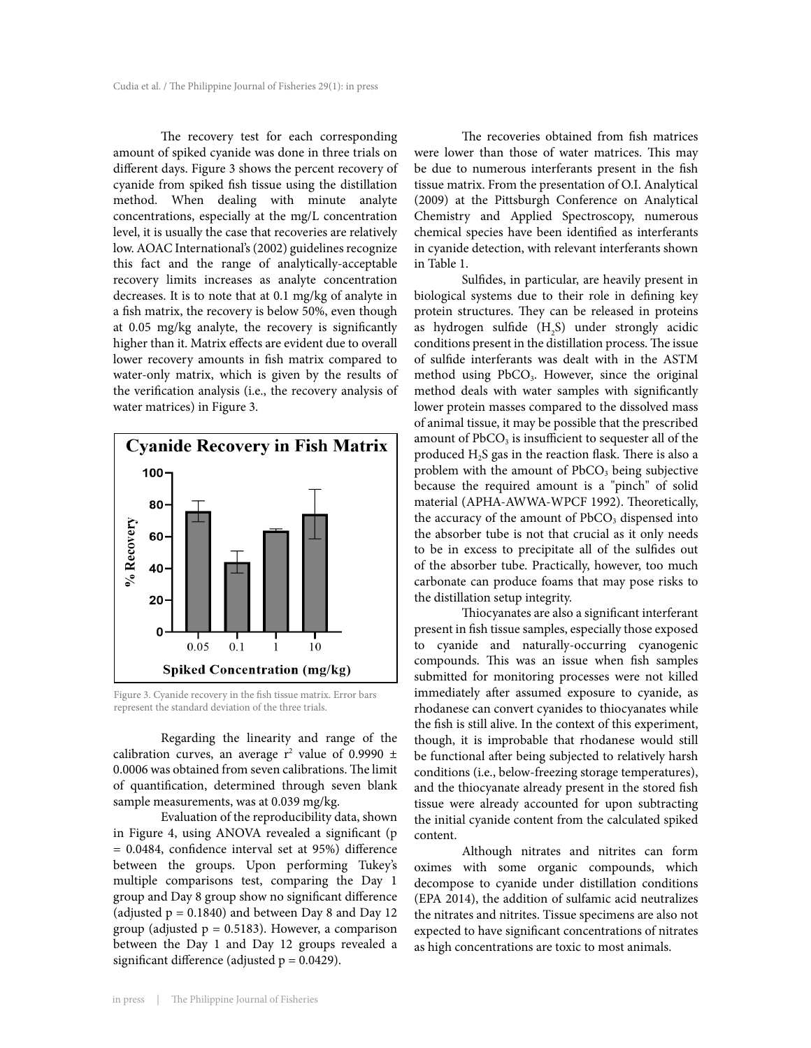The recovery test for each corresponding amount of spiked cyanide was done in three trials on different days. Figure 3 shows the percent recovery of cyanide from spiked fish tissue using the distillation method. When dealing with minute analyte concentrations, especially at the mg/L concentration level, it is usually the case that recoveries are relatively low. AOAC International's (2002) guidelines recognize this fact and the range of analytically-acceptable recovery limits increases as analyte concentration decreases. It is to note that at 0.1 mg/kg of analyte in a fish matrix, the recovery is below 50%, even though at 0.05 mg/kg analyte, the recovery is significantly higher than it. Matrix effects are evident due to overall lower recovery amounts in fish matrix compared to water-only matrix, which is given by the results of the verification analysis (i.e., the recovery analysis of water matrices) in Figure 3.

Figure 3. Cyanide recovery in the fish tissue matrix. Error bars represent the standard deviation of the three trials.

Regarding the linearity and range of the calibration curves, an average $r^2$ value of 0.9990 ± 0.0006 was obtained from seven calibrations. The limit of quantification, determined through seven blank sample measurements, was at 0.039 mg/kg.

Evaluation of the reproducibility data, shown in Figure 4, using ANOVA revealed a significant ($p = 0.0484$, confidence interval set at 95%) difference between the groups. Upon performing Tukey's multiple comparisons test, comparing the Day 1 group and Day 8 group show no significant difference (adjusted $p = 0.1840$) and between Day 8 and Day 12 group (adjusted $p = 0.5183$). However, a comparison between the Day 1 and Day 12 groups revealed a significant difference (adjusted $p = 0.0429$).

The recoveries obtained from fish matrices were lower than those of water matrices. This may be due to numerous interferants present in the fish tissue matrix. From the presentation of O.I. Analytical (2009) at the Pittsburgh Conference on Analytical Chemistry and Applied Spectroscopy, numerous chemical species have been identified as interferants in cyanide detection, with relevant interferants shown in Table 1.

Sulfides, in particular, are heavily present in biological systems due to their role in defining key protein structures. They can be released in proteins as hydrogen sulfide ($H_2S$) under strongly acidic conditions present in the distillation process. The issue of sulfide interferants was dealt with in the ASTM method using $PbCO_3$. However, since the original method deals with water samples with significantly lower protein masses compared to the dissolved mass of animal tissue, it may be possible that the prescribed amount of $PbCO_3$ is insufficient to sequester all of the produced $H_2S$ gas in the reaction flask. There is also a problem with the amount of $PbCO_3$ being subjective because the required amount is a "pinch" of solid material (APHA-AWWA-WPCF 1992). Theoretically, the accuracy of the amount of $PbCO_3$ dispensed into the absorber tube is not that crucial as it only needs to be in excess to precipitate all of the sulfides out of the absorber tube. Practically, however, too much carbonate can produce foams that may pose risks to the distillation setup integrity.

Thiocyanates are also a significant interferant present in fish tissue samples, especially those exposed to cyanide and naturally-occurring cyanogenic compounds. This was an issue when fish samples submitted for monitoring processes were not killed immediately after assumed exposure to cyanide, as rhodanese can convert cyanides to thiocyanates while the fish is still alive. In the context of this experiment, though, it is improbable that rhodanese would still be functional after being subjected to relatively harsh conditions (i.e., below-freezing storage temperatures), and the thiocyanate already present in the stored fish tissue were already accounted for upon subtracting the initial cyanide content from the calculated spiked content.

Although nitrates and nitrites can form oximes with some organic compounds, which decompose to cyanide under distillation conditions (EPA 2014), the addition of sulfamic acid neutralizes the nitrates and nitrites. Tissue specimens are also not expected to have significant concentrations of nitrates as high concentrations are toxic to most animals.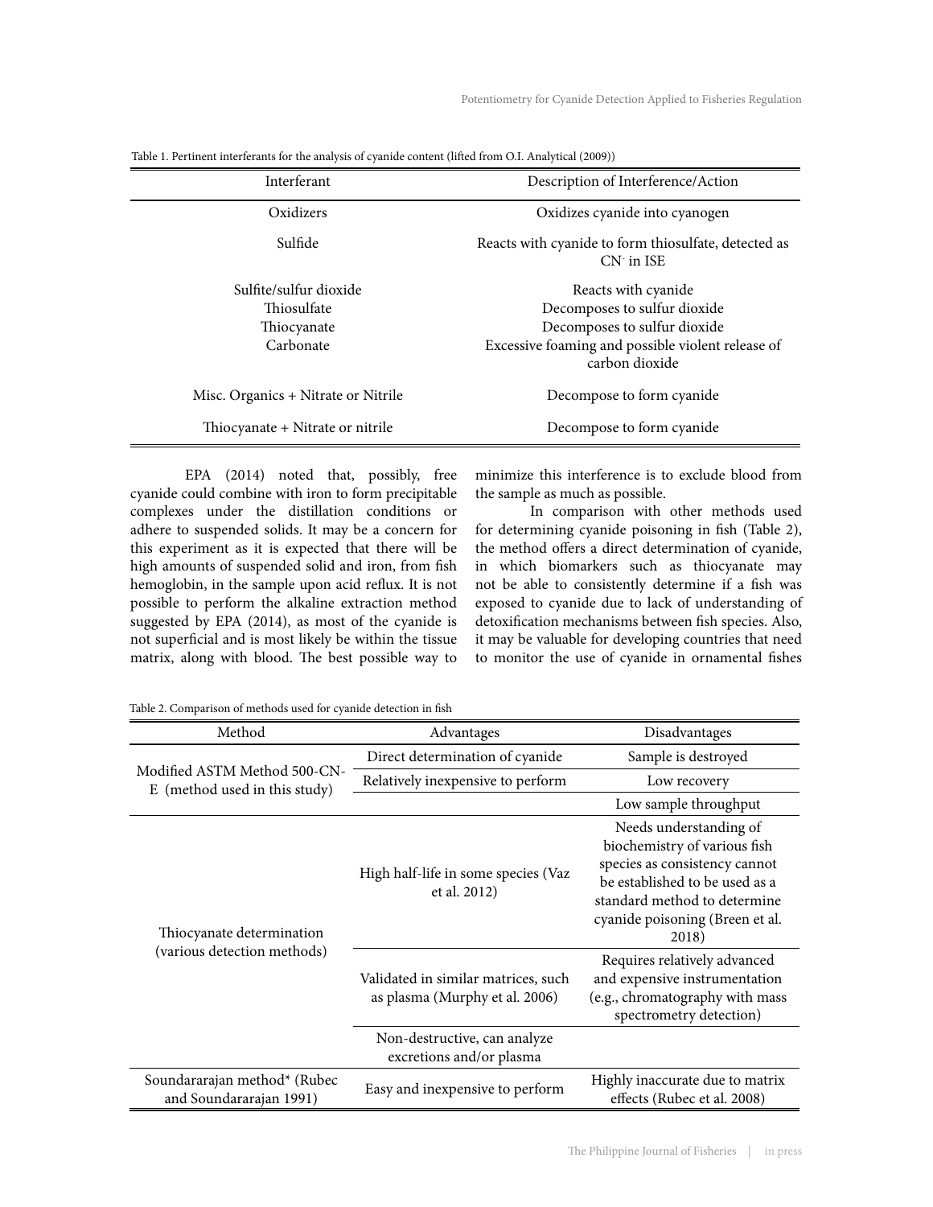Table 1. Pertinent interferants for the analysis of cyanide content (lifted from O.I. Analytical (2009))

| Interferant | Description of Interference/Action |
|---|---|
| Oxidizers | Oxidizes cyanide into cyanogen |
| Sulfide | Reacts with cyanide to form thiosulfate, detected as $CN^-$ in ISE |
| Sulfite/sulfur dioxide | Reacts with cyanide |
| Thiosulfate | Decomposes to sulfur dioxide |
| Thiocyanate | Decomposes to sulfur dioxide |
| Carbonate | Excessive foaming and possible violent release of carbon dioxide |
| Misc. Organics + Nitrate or Nitrile | Decompose to form cyanide |
| Thiocyanate + Nitrate or nitrile | Decompose to form cyanide |

EPA (2014) noted that, possibly, free cyanide could combine with iron to form precipitable complexes under the distillation conditions or adhere to suspended solids. It may be a concern for this experiment as it is expected that there will be high amounts of suspended solid and iron, from fish hemoglobin, in the sample upon acid reflux. It is not possible to perform the alkaline extraction method suggested by EPA (2014), as most of the cyanide is not superficial and is most likely be within the tissue matrix, along with blood. The best possible way to minimize this interference is to exclude blood from the sample as much as possible.

In comparison with other methods used for determining cyanide poisoning in fish (Table 2), the method offers a direct determination of cyanide, in which biomarkers such as thiocyanate may not be able to consistently determine if a fish was exposed to cyanide due to lack of understanding of detoxification mechanisms between fish species. Also, it may be valuable for developing countries that need to monitor the use of cyanide in ornamental fishes

Table 2. Comparison of methods used for cyanide detection in fish

| Method | Advantages | Disadvantages |
|---|---|---|
| Modified ASTM Method 500-CN-E (method used in this study) | Direct determination of cyanide | Sample is destroyed |
| | Relatively inexpensive to perform | Low recovery |
| | | Low sample throughput |
| Thiocyanate determination (various detection methods) | High half-life in some species (Vaz et al. 2012) | Needs understanding of biochemistry of various fish species as consistency cannot be established to be used as a standard method to determine cyanide poisoning (Breen et al. 2018) |
| | Validated in similar matrices, such as plasma (Murphy et al. 2006) | Requires relatively advanced and expensive instrumentation (e.g., chromatography with mass spectrometry detection) |
| | Non-destructive, can analyze excretions and/or plasma | |
| Soundararajan method* (Rubec and Soundararajan 1991) | Easy and inexpensive to perform | Highly inaccurate due to matrix effects (Rubec et al. 2008) |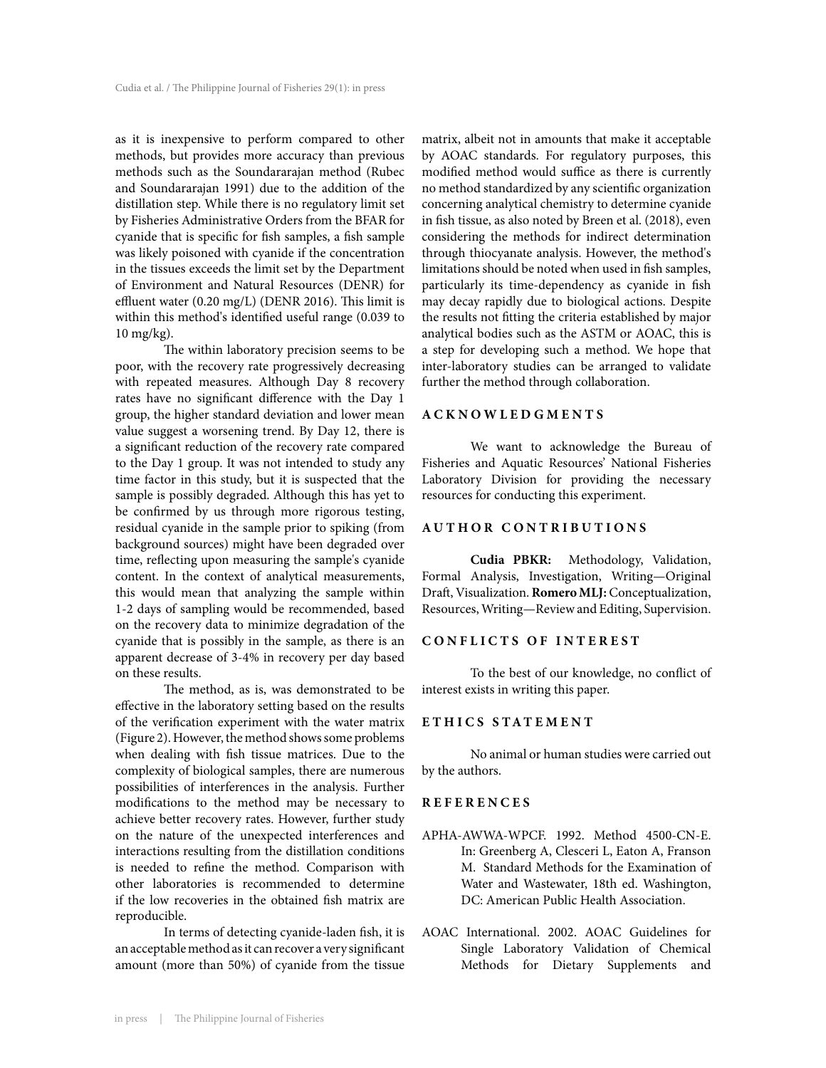as it is inexpensive to perform compared to other methods, but provides more accuracy than previous methods such as the Soundararajan method (Rubec and Soundararajan 1991) due to the addition of the distillation step. While there is no regulatory limit set by Fisheries Administrative Orders from the BFAR for cyanide that is specific for fish samples, a fish sample was likely poisoned with cyanide if the concentration in the tissues exceeds the limit set by the Department of Environment and Natural Resources (DENR) for effluent water (0.20 mg/L) (DENR 2016). This limit is within this method's identified useful range (0.039 to 10 mg/kg).

The within laboratory precision seems to be poor, with the recovery rate progressively decreasing with repeated measures. Although Day 8 recovery rates have no significant difference with the Day 1 group, the higher standard deviation and lower mean value suggest a worsening trend. By Day 12, there is a significant reduction of the recovery rate compared to the Day 1 group. It was not intended to study any time factor in this study, but it is suspected that the sample is possibly degraded. Although this has yet to be confirmed by us through more rigorous testing, residual cyanide in the sample prior to spiking (from background sources) might have been degraded over time, reflecting upon measuring the sample's cyanide content. In the context of analytical measurements, this would mean that analyzing the sample within 1-2 days of sampling would be recommended, based on the recovery data to minimize degradation of the cyanide that is possibly in the sample, as there is an apparent decrease of 3-4% in recovery per day based on these results.

The method, as is, was demonstrated to be effective in the laboratory setting based on the results of the verification experiment with the water matrix (Figure 2). However, the method shows some problems when dealing with fish tissue matrices. Due to the complexity of biological samples, there are numerous possibilities of interferences in the analysis. Further modifications to the method may be necessary to achieve better recovery rates. However, further study on the nature of the unexpected interferences and interactions resulting from the distillation conditions is needed to refine the method. Comparison with other laboratories is recommended to determine if the low recoveries in the obtained fish matrix are reproducible.

In terms of detecting cyanide-laden fish, it is an acceptable method as it can recover a very significant amount (more than 50%) of cyanide from the tissue matrix, albeit not in amounts that make it acceptable by AOAC standards. For regulatory purposes, this modified method would suffice as there is currently no method standardized by any scientific organization concerning analytical chemistry to determine cyanide in fish tissue, as also noted by Breen et al. (2018), even considering the methods for indirect determination through thiocyanate analysis. However, the method's limitations should be noted when used in fish samples, particularly its time-dependency as cyanide in fish may decay rapidly due to biological actions. Despite the results not fitting the criteria established by major analytical bodies such as the ASTM or AOAC, this is a step for developing such a method. We hope that inter-laboratory studies can be arranged to validate further the method through collaboration.

## ACKNOWLEDGMENTS

We want to acknowledge the Bureau of Fisheries and Aquatic Resources' National Fisheries Laboratory Division for providing the necessary resources for conducting this experiment.

## AUTHOR CONTRIBUTIONS

**Cudia PBKR:** Methodology, Validation, Formal Analysis, Investigation, Writing—Original Draft, Visualization. **Romero MLJ:** Conceptualization, Resources, Writing—Review and Editing, Supervision.

## CONFLICTS OF INTEREST

To the best of our knowledge, no conflict of interest exists in writing this paper.

## ETHICS STATEMENT

No animal or human studies were carried out by the authors.

## REFERENCES

APHA-AWWA-WPCF. 1992. Method 4500-CN-E. In: Greenberg A, Clesceri L, Eaton A, Franson M. Standard Methods for the Examination of Water and Wastewater, 18th ed. Washington, DC: American Public Health Association.

AOAC International. 2002. AOAC Guidelines for Single Laboratory Validation of Chemical Methods for Dietary Supplements and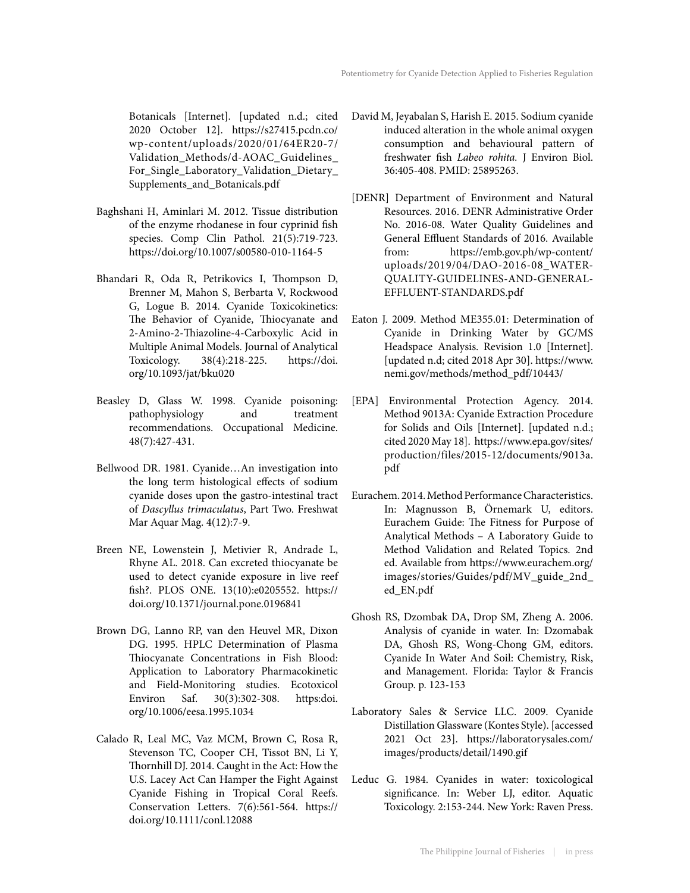Botanicals [Internet]. [updated n.d.; cited 2020 October 12]. https://s27415.pcdn.co/wp-content/uploads/2020/01/64ER20-7/Validation_Methods/d-AOAC_Guidelines_For_Single_Laboratory_Validation_Dietary_Supplements_and_Botanicals.pdf

Baghshani H, Aminlari M. 2012. Tissue distribution of the enzyme rhodanese in four cyprinid fish species. Comp Clin Pathol. 21(5):719-723. https://doi.org/10.1007/s00580-010-1164-5

Bhandari R, Oda R, Petrikovics I, Thompson D, Brenner M, Mahon S, Berbarta V, Rockwood G, Logue B. 2014. Cyanide Toxicokinetics: The Behavior of Cyanide, Thiocyanate and 2-Amino-2-Thiazoline-4-Carboxylic Acid in Multiple Animal Models. Journal of Analytical Toxicology. 38(4):218-225. https://doi.org/10.1093/jat/bku020

Beasley D, Glass W. 1998. Cyanide poisoning: pathophysiology and treatment recommendations. Occupational Medicine. 48(7):427-431.

Bellwood DR. 1981. Cyanide…An investigation into the long term histological effects of sodium cyanide doses upon the gastro-intestinal tract of *Dascyllus trimaculatus*, Part Two. Freshwat Mar Aquar Mag. 4(12):7-9.

Breen NE, Lowenstein J, Metivier R, Andrade L, Rhyne AL. 2018. Can excreted thiocyanate be used to detect cyanide exposure in live reef fish?. PLOS ONE. 13(10):e0205552. https://doi.org/10.1371/journal.pone.0196841

Brown DG, Lanno RP, van den Heuvel MR, Dixon DG. 1995. HPLC Determination of Plasma Thiocyanate Concentrations in Fish Blood: Application to Laboratory Pharmacokinetic and Field-Monitoring studies. Ecotoxicol Environ Saf. 30(3):302-308. https:doi.org/10.1006/eesa.1995.1034

Calado R, Leal MC, Vaz MCM, Brown C, Rosa R, Stevenson TC, Cooper CH, Tissot BN, Li Y, Thornhill DJ. 2014. Caught in the Act: How the U.S. Lacey Act Can Hamper the Fight Against Cyanide Fishing in Tropical Coral Reefs. Conservation Letters. 7(6):561-564. https://doi.org/10.1111/conl.12088

David M, Jeyabalan S, Harish E. 2015. Sodium cyanide induced alteration in the whole animal oxygen consumption and behavioural pattern of freshwater fish *Labeo rohita.* J Environ Biol. 36:405-408. PMID: 25895263.

[DENR] Department of Environment and Natural Resources. 2016. DENR Administrative Order No. 2016-08. Water Quality Guidelines and General Effluent Standards of 2016. Available from: https://emb.gov.ph/wp-content/uploads/2019/04/DAO-2016-08_WATER-QUALITY-GUIDELINES-AND-GENERAL-EFFLUENT-STANDARDS.pdf

Eaton J. 2009. Method ME355.01: Determination of Cyanide in Drinking Water by GC/MS Headspace Analysis. Revision 1.0 [Internet]. [updated n.d; cited 2018 Apr 30]. https://www.nemi.gov/methods/method_pdf/10443/

[EPA] Environmental Protection Agency. 2014. Method 9013A: Cyanide Extraction Procedure for Solids and Oils [Internet]. [updated n.d.; cited 2020 May 18]. https://www.epa.gov/sites/production/files/2015-12/documents/9013a.pdf

Eurachem. 2014. Method Performance Characteristics. In: Magnusson B, Örnemark U, editors. Eurachem Guide: The Fitness for Purpose of Analytical Methods – A Laboratory Guide to Method Validation and Related Topics. 2nd ed. Available from https://www.eurachem.org/images/stories/Guides/pdf/MV_guide_2nd_ed_EN.pdf

Ghosh RS, Dzombak DA, Drop SM, Zheng A. 2006. Analysis of cyanide in water. In: Dzomabak DA, Ghosh RS, Wong-Chong GM, editors. Cyanide In Water And Soil: Chemistry, Risk, and Management. Florida: Taylor & Francis Group. p. 123-153

Laboratory Sales & Service LLC. 2009. Cyanide Distillation Glassware (Kontes Style). [accessed 2021 Oct 23]. https://laboratorysales.com/images/products/detail/1490.gif

Leduc G. 1984. Cyanides in water: toxicological significance. In: Weber LJ, editor. Aquatic Toxicology. 2:153-244. New York: Raven Press.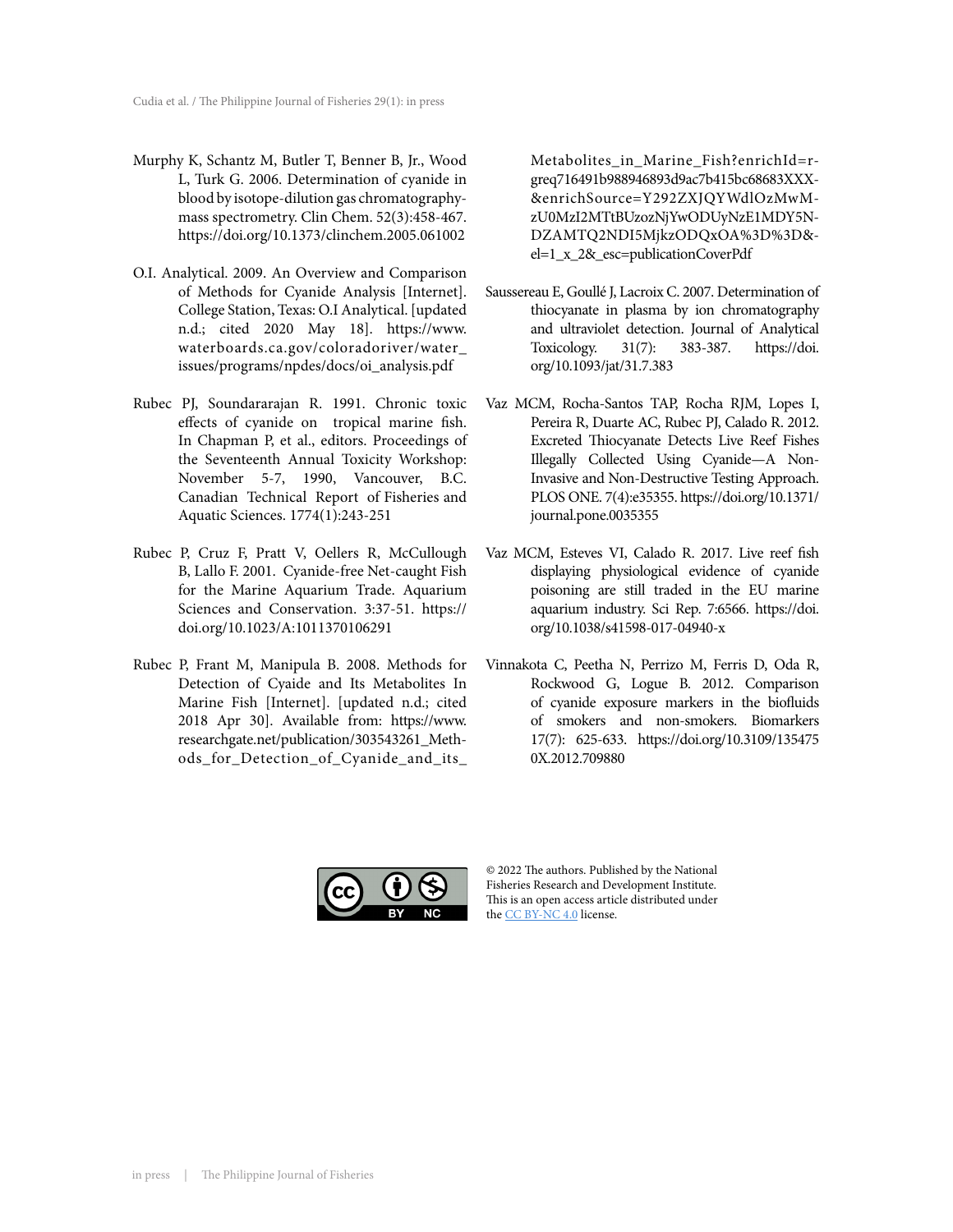Murphy K, Schantz M, Butler T, Benner B, Jr., Wood L, Turk G. 2006. Determination of cyanide in blood by isotope-dilution gas chromatography-mass spectrometry. Clin Chem. 52(3):458-467. https://doi.org/10.1373/clinchem.2005.061002

O.I. Analytical. 2009. An Overview and Comparison of Methods for Cyanide Analysis [Internet]. College Station, Texas: O.I Analytical. [updated n.d.; cited 2020 May 18]. https://www.waterboards.ca.gov/coloradoriver/water_issues/programs/npdes/docs/oi_analysis.pdf

Rubec PJ, Soundararajan R. 1991. Chronic toxic effects of cyanide on tropical marine fish. In Chapman P, et al., editors. Proceedings of the Seventeenth Annual Toxicity Workshop: November 5-7, 1990, Vancouver, B.C. Canadian Technical Report of Fisheries and Aquatic Sciences. 1774(1):243-251

Rubec P, Cruz F, Pratt V, Oellers R, McCullough B, Lallo F. 2001. Cyanide-free Net-caught Fish for the Marine Aquarium Trade. Aquarium Sciences and Conservation. 3:37-51. https://doi.org/10.1023/A:1011370106291

Rubec P, Frant M, Manipula B. 2008. Methods for Detection of Cyaide and Its Metabolites In Marine Fish [Internet]. [updated n.d.; cited 2018 Apr 30]. Available from: https://www.researchgate.net/publication/303543261_Methods_for_Detection_of_Cyanide_and_its_Metabolites_in_Marine_Fish?enrichId=rgreq716491b988946893d9ac7b415bc68683XXX&enrichSource=Y292ZXJQYWdlOzMwMzU0MzI2MTtBUzozNjYwODUyNzE1MDY5NDAMTQ2NDI5MjkzODQxOA%3D%3D&el=1_x_2&_esc=publicationCoverPdf

Saussereau E, Goullé J, Lacroix C. 2007. Determination of thiocyanate in plasma by ion chromatography and ultraviolet detection. Journal of Analytical Toxicology. 31(7): 383-387. https://doi.org/10.1093/jat/31.7.383

Vaz MCM, Rocha-Santos TAP, Rocha RJM, Lopes I, Pereira R, Duarte AC, Rubec PJ, Calado R. 2012. Excreted Thiocyanate Detects Live Reef Fishes Illegally Collected Using Cyanide—A Non-Invasive and Non-Destructive Testing Approach. PLOS ONE. 7(4):e35355. https://doi.org/10.1371/journal.pone.0035355

Vaz MCM, Esteves VI, Calado R. 2017. Live reef fish displaying physiological evidence of cyanide poisoning are still traded in the EU marine aquarium industry. Sci Rep. 7:6566. https://doi.org/10.1038/s41598-017-04940-x

Vinnakota C, Peetha N, Perrizo M, Ferris D, Oda R, Rockwood G, Logue B. 2012. Comparison of cyanide exposure markers in the biofluids of smokers and non-smokers. Biomarkers 17(7): 625-633. https://doi.org/10.3109/1354750X.2012.709880

© 2022 The authors. Published by the National Fisheries Research and Development Institute. This is an open access article distributed under the CC BY-NC 4.0 license.